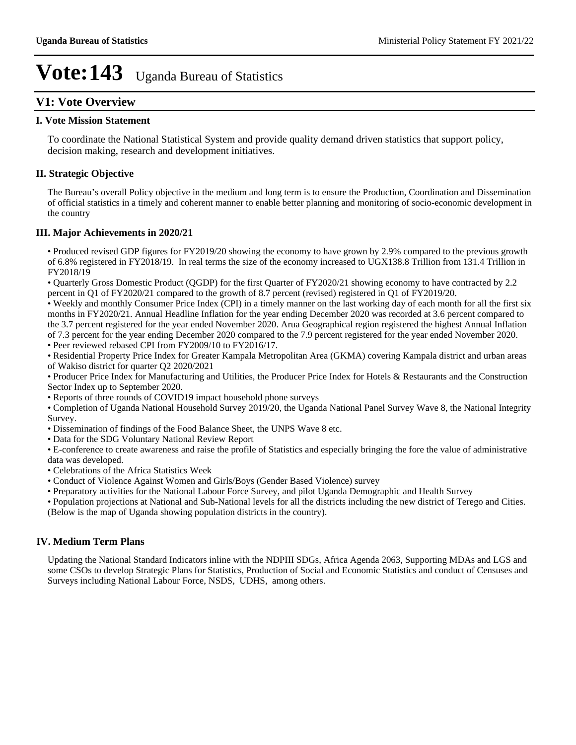# Vote:143 Uganda Bureau of Statistics

## V1: Vote Overview

### I. Vote Mission Statement

To coordinate the National Statistical System and provide quality demand driven statistics that support policy, decision making, research and development initiatives.

### II. Strategic Objective

The Bureau's overall Policy objective in the medium and long term is to ensure the Production, Coordination and Dissemination of official statistics in a timely and coherent manner to enable better planning and monitoring of socio-economic development in the country

### III. Major Achievements in 2020/21

• Produced revised GDP figures for FY2019/20 showing the economy to have grown by 2.9% compared to the previous growth of 6.8% registered in FY2018/19. In real terms the size of the economy increased to UGX138.8 Trillion from 131.4 Trillion in FY2018/19
• Quarterly Gross Domestic Product (QGDP) for the first Quarter of FY2020/21 showing economy to have contracted by 2.2 percent in Q1 of FY2020/21 compared to the growth of 8.7 percent (revised) registered in Q1 of FY2019/20.
• Weekly and monthly Consumer Price Index (CPI) in a timely manner on the last working day of each month for all the first six months in FY2020/21. Annual Headline Inflation for the year ending December 2020 was recorded at 3.6 percent compared to the 3.7 percent registered for the year ended November 2020. Arua Geographical region registered the highest Annual Inflation of 7.3 percent for the year ending December 2020 compared to the 7.9 percent registered for the year ended November 2020.
• Peer reviewed rebased CPI from FY2009/10 to FY2016/17.
• Residential Property Price Index for Greater Kampala Metropolitan Area (GKMA) covering Kampala district and urban areas of Wakiso district for quarter Q2 2020/2021
• Producer Price Index for Manufacturing and Utilities, the Producer Price Index for Hotels & Restaurants and the Construction Sector Index up to September 2020.
• Reports of three rounds of COVID19 impact household phone surveys
• Completion of Uganda National Household Survey 2019/20, the Uganda National Panel Survey Wave 8, the National Integrity Survey.
• Dissemination of findings of the Food Balance Sheet, the UNPS Wave 8 etc.
• Data for the SDG Voluntary National Review Report
• E-conference to create awareness and raise the profile of Statistics and especially bringing the fore the value of administrative data was developed.
• Celebrations of the Africa Statistics Week
• Conduct of Violence Against Women and Girls/Boys (Gender Based Violence) survey
• Preparatory activities for the National Labour Force Survey, and pilot Uganda Demographic and Health Survey
• Population projections at National and Sub-National levels for all the districts including the new district of Terego and Cities. (Below is the map of Uganda showing population districts in the country).

### IV. Medium Term Plans

Updating the National Standard Indicators inline with the NDPIII SDGs, Africa Agenda 2063, Supporting MDAs and LGS and some CSOs to develop Strategic Plans for Statistics, Production of Social and Economic Statistics and conduct of Censuses and Surveys including National Labour Force, NSDS, UDHS, among others.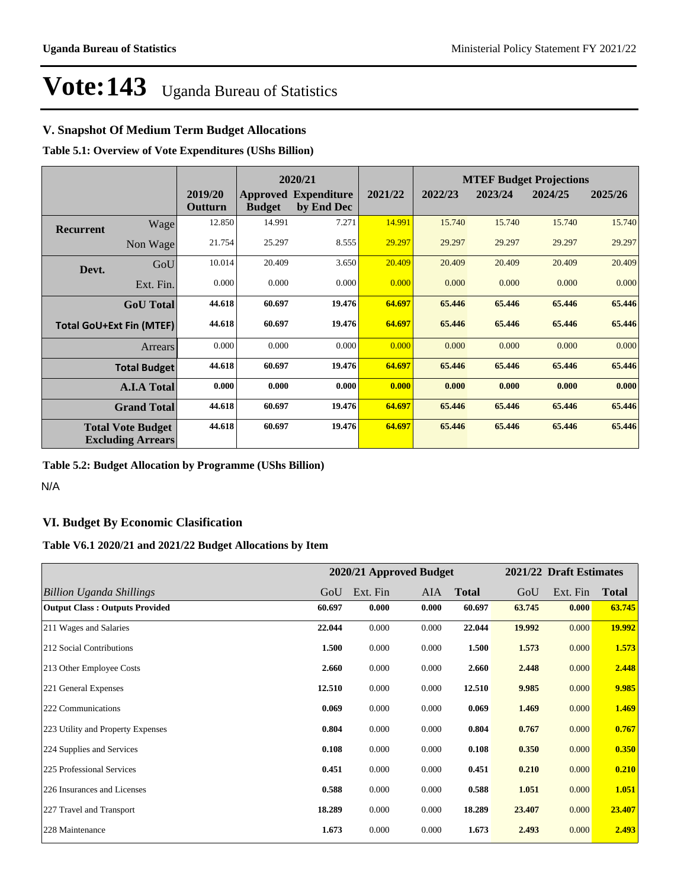# Vote:143 Uganda Bureau of Statistics

## V. Snapshot Of Medium Term Budget Allocations

**Table 5.1: Overview of Vote Expenditures (UShs Billion)**

| | | | 2020/21 | | | MTEF Budget Projections | | | |
|---|---|---|---|---|---|---|---|---|---|
| | | 2019/20 Outturn | Approved Budget | Expenditure by End Dec | 2021/22 | 2022/23 | 2023/24 | 2024/25 | 2025/26 |
| **Recurrent** | Wage | 12.850 | 14.991 | 7.271 | 14.991 | 15.740 | 15.740 | 15.740 | 15.740 |
| | Non Wage | 21.754 | 25.297 | 8.555 | 29.297 | 29.297 | 29.297 | 29.297 | 29.297 |
| **Devt.** | GoU | 10.014 | 20.409 | 3.650 | 20.409 | 20.409 | 20.409 | 20.409 | 20.409 |
| | Ext. Fin. | 0.000 | 0.000 | 0.000 | 0.000 | 0.000 | 0.000 | 0.000 | 0.000 |
| | **GoU Total** | **44.618** | **60.697** | **19.476** | **64.697** | **65.446** | **65.446** | **65.446** | **65.446** |
| | **Total GoU+Ext Fin (MTEF)** | **44.618** | **60.697** | **19.476** | **64.697** | **65.446** | **65.446** | **65.446** | **65.446** |
| | Arrears | 0.000 | 0.000 | 0.000 | 0.000 | 0.000 | 0.000 | 0.000 | 0.000 |
| | **Total Budget** | **44.618** | **60.697** | **19.476** | **64.697** | **65.446** | **65.446** | **65.446** | **65.446** |
| | **A.I.A Total** | **0.000** | **0.000** | **0.000** | **0.000** | **0.000** | **0.000** | **0.000** | **0.000** |
| | **Grand Total** | **44.618** | **60.697** | **19.476** | **64.697** | **65.446** | **65.446** | **65.446** | **65.446** |
| | **Total Vote Budget Excluding Arrears** | **44.618** | **60.697** | **19.476** | **64.697** | **65.446** | **65.446** | **65.446** | **65.446** |

**Table 5.2: Budget Allocation by Programme (UShs Billion)**

N/A

## VI. Budget By Economic Clasification

**Table V6.1 2020/21 and 2021/22 Budget Allocations by Item**

| | 2020/21 Approved Budget | | | | 2021/22 Draft Estimates | | |
|---|---|---|---|---|---|---|---|
| *Billion Uganda Shillings* | GoU | Ext. Fin | AIA | **Total** | GoU | Ext. Fin | **Total** |
| **Output Class : Outputs Provided** | **60.697** | **0.000** | **0.000** | **60.697** | **63.745** | **0.000** | **63.745** |
| 211 Wages and Salaries | **22.044** | 0.000 | 0.000 | **22.044** | **19.992** | 0.000 | **19.992** |
| 212 Social Contributions | **1.500** | 0.000 | 0.000 | **1.500** | **1.573** | 0.000 | **1.573** |
| 213 Other Employee Costs | **2.660** | 0.000 | 0.000 | **2.660** | **2.448** | 0.000 | **2.448** |
| 221 General Expenses | **12.510** | 0.000 | 0.000 | **12.510** | **9.985** | 0.000 | **9.985** |
| 222 Communications | **0.069** | 0.000 | 0.000 | **0.069** | **1.469** | 0.000 | **1.469** |
| 223 Utility and Property Expenses | **0.804** | 0.000 | 0.000 | **0.804** | **0.767** | 0.000 | **0.767** |
| 224 Supplies and Services | **0.108** | 0.000 | 0.000 | **0.108** | **0.350** | 0.000 | **0.350** |
| 225 Professional Services | **0.451** | 0.000 | 0.000 | **0.451** | **0.210** | 0.000 | **0.210** |
| 226 Insurances and Licenses | **0.588** | 0.000 | 0.000 | **0.588** | **1.051** | 0.000 | **1.051** |
| 227 Travel and Transport | **18.289** | 0.000 | 0.000 | **18.289** | **23.407** | 0.000 | **23.407** |
| 228 Maintenance | **1.673** | 0.000 | 0.000 | **1.673** | **2.493** | 0.000 | **2.493** |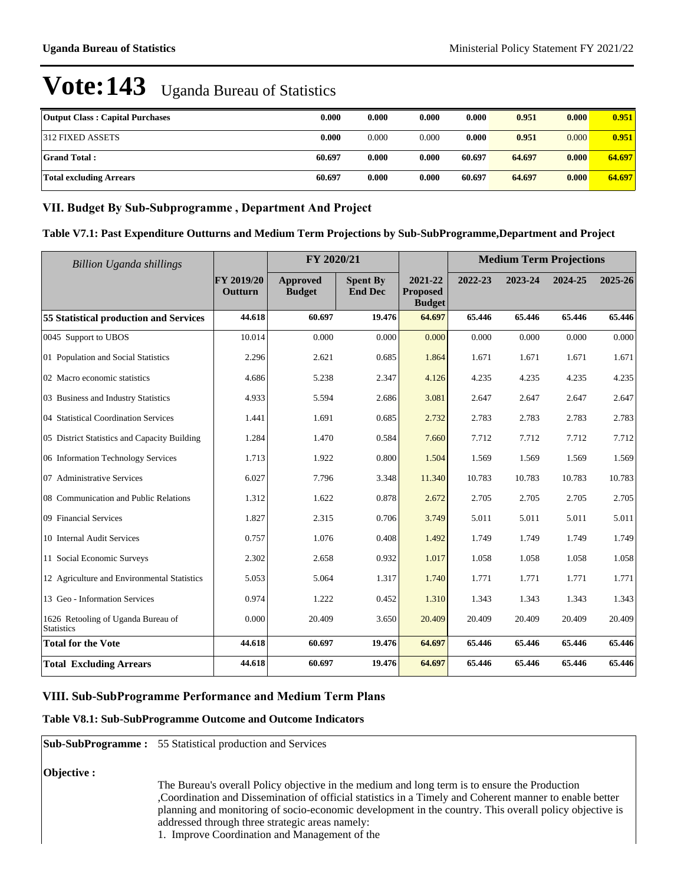# Vote:143 Uganda Bureau of Statistics

| | | | | | | | |
|---|---|---|---|---|---|---|---|
| **Output Class : Capital Purchases** | **0.000** | **0.000** | **0.000** | **0.000** | **0.951** | **0.000** | **0.951** |
| 312 FIXED ASSETS | **0.000** | 0.000 | 0.000 | **0.000** | **0.951** | 0.000 | **0.951** |
| **Grand Total :** | **60.697** | **0.000** | **0.000** | **60.697** | **64.697** | **0.000** | **64.697** |
| **Total excluding Arrears** | **60.697** | **0.000** | **0.000** | **60.697** | **64.697** | **0.000** | **64.697** |

## VII. Budget By Sub-Subprogramme , Department And Project

### Table V7.1: Past Expenditure Outturns and Medium Term Projections by Sub-SubProgramme,Department and Project

| *Billion Uganda shillings* | | FY 2020/21 | | | Medium Term Projections | | | |
|---|---|---|---|---|---|---|---|---|
| | FY 2019/20 Outturn | Approved Budget | Spent By End Dec | 2021-22 Proposed Budget | 2022-23 | 2023-24 | 2024-25 | 2025-26 |
| **55 Statistical production and Services** | **44.618** | **60.697** | **19.476** | **64.697** | **65.446** | **65.446** | **65.446** | **65.446** |
| 0045 Support to UBOS | 10.014 | 0.000 | 0.000 | 0.000 | 0.000 | 0.000 | 0.000 | 0.000 |
| 01 Population and Social Statistics | 2.296 | 2.621 | 0.685 | 1.864 | 1.671 | 1.671 | 1.671 | 1.671 |
| 02 Macro economic statistics | 4.686 | 5.238 | 2.347 | 4.126 | 4.235 | 4.235 | 4.235 | 4.235 |
| 03 Business and Industry Statistics | 4.933 | 5.594 | 2.686 | 3.081 | 2.647 | 2.647 | 2.647 | 2.647 |
| 04 Statistical Coordination Services | 1.441 | 1.691 | 0.685 | 2.732 | 2.783 | 2.783 | 2.783 | 2.783 |
| 05 District Statistics and Capacity Building | 1.284 | 1.470 | 0.584 | 7.660 | 7.712 | 7.712 | 7.712 | 7.712 |
| 06 Information Technology Services | 1.713 | 1.922 | 0.800 | 1.504 | 1.569 | 1.569 | 1.569 | 1.569 |
| 07 Administrative Services | 6.027 | 7.796 | 3.348 | 11.340 | 10.783 | 10.783 | 10.783 | 10.783 |
| 08 Communication and Public Relations | 1.312 | 1.622 | 0.878 | 2.672 | 2.705 | 2.705 | 2.705 | 2.705 |
| 09 Financial Services | 1.827 | 2.315 | 0.706 | 3.749 | 5.011 | 5.011 | 5.011 | 5.011 |
| 10 Internal Audit Services | 0.757 | 1.076 | 0.408 | 1.492 | 1.749 | 1.749 | 1.749 | 1.749 |
| 11 Social Economic Surveys | 2.302 | 2.658 | 0.932 | 1.017 | 1.058 | 1.058 | 1.058 | 1.058 |
| 12 Agriculture and Environmental Statistics | 5.053 | 5.064 | 1.317 | 1.740 | 1.771 | 1.771 | 1.771 | 1.771 |
| 13 Geo - Information Services | 0.974 | 1.222 | 0.452 | 1.310 | 1.343 | 1.343 | 1.343 | 1.343 |
| 1626 Retooling of Uganda Bureau of Statistics | 0.000 | 20.409 | 3.650 | 20.409 | 20.409 | 20.409 | 20.409 | 20.409 |
| **Total for the Vote** | **44.618** | **60.697** | **19.476** | **64.697** | **65.446** | **65.446** | **65.446** | **65.446** |
| **Total Excluding Arrears** | **44.618** | **60.697** | **19.476** | **64.697** | **65.446** | **65.446** | **65.446** | **65.446** |

## VIII. Sub-SubProgramme Performance and Medium Term Plans

### Table V8.1: Sub-SubProgramme Outcome and Outcome Indicators

**Sub-SubProgramme :** 55 Statistical production and Services

**Objective :**

The Bureau's overall Policy objective in the medium and long term is to ensure the Production ,Coordination and Dissemination of official statistics in a Timely and Coherent manner to enable better planning and monitoring of socio-economic development in the country. This overall policy objective is addressed through three strategic areas namely:

1. Improve Coordination and Management of the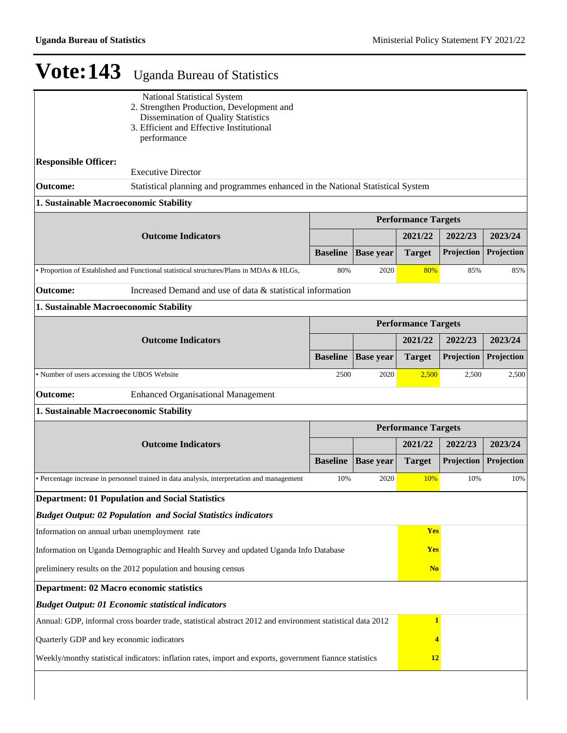# Vote:143 Uganda Bureau of Statistics

National Statistical System
2. Strengthen Production, Development and Dissemination of Quality Statistics
3. Efficient and Effective Institutional performance

**Responsible Officer:** Executive Director

**Outcome:** Statistical planning and programmes enhanced in the National Statistical System

**1. Sustainable Macroeconomic Stability**

| Outcome Indicators | | | Performance Targets | | |
|---|---|---|---|---|---|
| | | | 2021/22 | 2022/23 | 2023/24 |
| | Baseline | Base year | Target | Projection | Projection |
| • Proportion of Established and Functional statistical structures/Plans in MDAs & HLGs, | 80% | 2020 | 80% | 85% | 85% |

**Outcome:** Increased Demand and use of data & statistical information

**1. Sustainable Macroeconomic Stability**

| Outcome Indicators | | | Performance Targets | | |
|---|---|---|---|---|---|
| | | | 2021/22 | 2022/23 | 2023/24 |
| | Baseline | Base year | Target | Projection | Projection |
| • Number of users accessing the UBOS Website | 2500 | 2020 | 2,500 | 2,500 | 2,500 |

**Outcome:** Enhanced Organisational Management

**1. Sustainable Macroeconomic Stability**

| Outcome Indicators | | | Performance Targets | | |
|---|---|---|---|---|---|
| | | | 2021/22 | 2022/23 | 2023/24 |
| | Baseline | Base year | Target | Projection | Projection |
| • Percentage increase in personnel trained in data analysis, interpretation and management | 10% | 2020 | 10% | 10% | 10% |

**Department: 01 Population and Social Statistics**

***Budget Output: 02 Population and Social Statistics indicators***

| | |
|---|---|
| Information on annual urban unemployment rate | **Yes** |
| Information on Uganda Demographic and Health Survey and updated Uganda Info Database | **Yes** |
| preliminery results on the 2012 population and housing census | **No** |

**Department: 02 Macro economic statistics**

***Budget Output: 01 Economic statistical indicators***

| | |
|---|---|
| Annual: GDP, informal cross boarder trade, statistical abstract 2012 and environment statistical data 2012 | **1** |
| Quarterly GDP and key economic indicators | **4** |
| Weekly/monthy statistical indicators: inflation rates, import and exports, government fiannce statistics | **12** |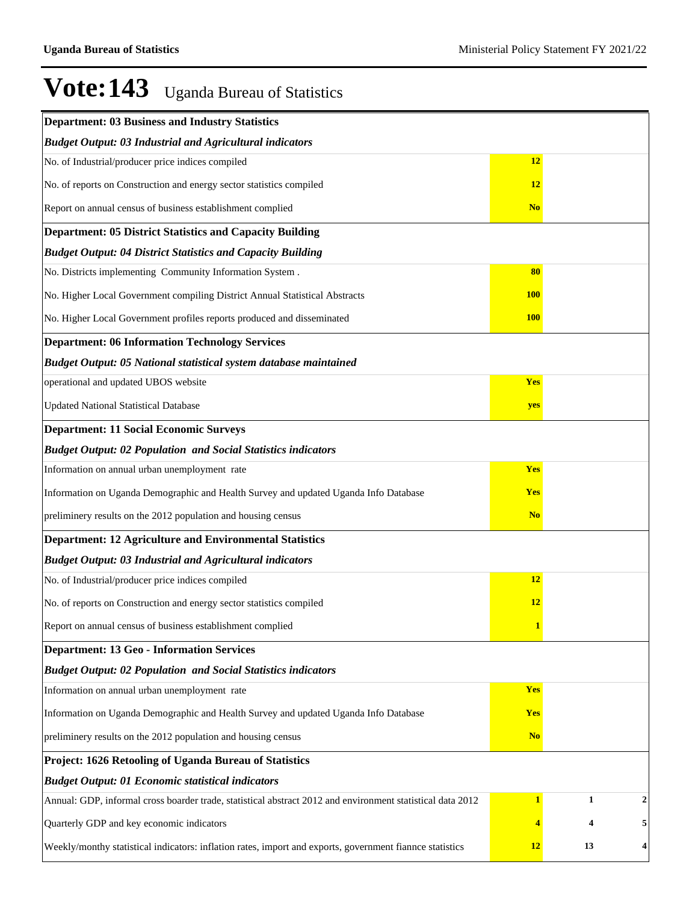# Vote:143 Uganda Bureau of Statistics

| | | | |
|---|---|---|---|
| **Department: 03 Business and Industry Statistics** | | | |
| ***Budget Output: 03 Industrial and Agricultural indicators*** | | | |
| No. of Industrial/producer price indices compiled | **12** | | |
| No. of reports on Construction and energy sector statistics compiled | **12** | | |
| Report on annual census of business establishment complied | **No** | | |
| **Department: 05 District Statistics and Capacity Building** | | | |
| ***Budget Output: 04 District Statistics and Capacity Building*** | | | |
| No. Districts implementing Community Information System . | **80** | | |
| No. Higher Local Government compiling District Annual Statistical Abstracts | **100** | | |
| No. Higher Local Government profiles reports produced and disseminated | **100** | | |
| **Department: 06 Information Technology Services** | | | |
| ***Budget Output: 05 National statistical system database maintained*** | | | |
| operational and updated UBOS website | **Yes** | | |
| Updated National Statistical Database | **yes** | | |
| **Department: 11 Social Economic Surveys** | | | |
| ***Budget Output: 02 Population and Social Statistics indicators*** | | | |
| Information on annual urban unemployment rate | **Yes** | | |
| Information on Uganda Demographic and Health Survey and updated Uganda Info Database | **Yes** | | |
| preliminery results on the 2012 population and housing census | **No** | | |
| **Department: 12 Agriculture and Environmental Statistics** | | | |
| ***Budget Output: 03 Industrial and Agricultural indicators*** | | | |
| No. of Industrial/producer price indices compiled | **12** | | |
| No. of reports on Construction and energy sector statistics compiled | **12** | | |
| Report on annual census of business establishment complied | **1** | | |
| **Department: 13 Geo - Information Services** | | | |
| ***Budget Output: 02 Population and Social Statistics indicators*** | | | |
| Information on annual urban unemployment rate | **Yes** | | |
| Information on Uganda Demographic and Health Survey and updated Uganda Info Database | **Yes** | | |
| preliminery results on the 2012 population and housing census | **No** | | |
| **Project: 1626 Retooling of Uganda Bureau of Statistics** | | | |
| ***Budget Output: 01 Economic statistical indicators*** | | | |
| Annual: GDP, informal cross boarder trade, statistical abstract 2012 and environment statistical data 2012 | **1** | **1** | **2** |
| Quarterly GDP and key economic indicators | **4** | **4** | **5** |
| Weekly/monthy statistical indicators: inflation rates, import and exports, government fiannce statistics | **12** | **13** | **4** |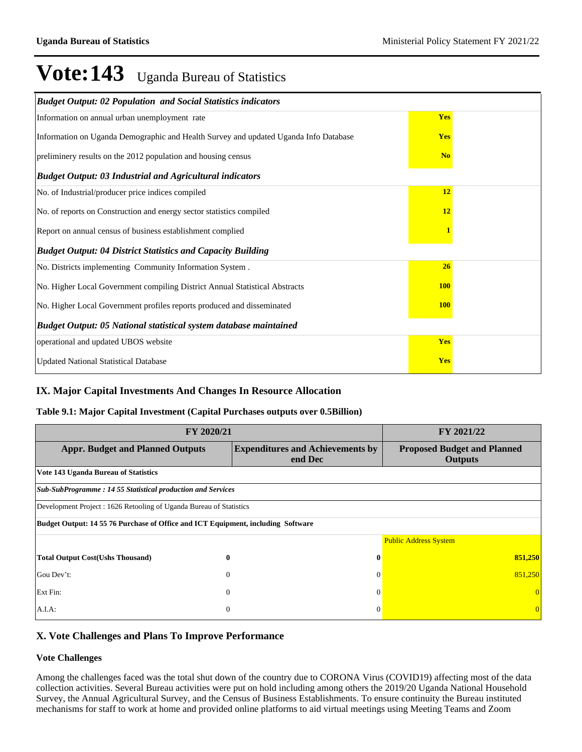# Vote:143 Uganda Bureau of Statistics

| | |
|---|---|
| ***Budget Output: 02 Population and Social Statistics indicators*** | |
| Information on annual urban unemployment rate | **Yes** |
| Information on Uganda Demographic and Health Survey and updated Uganda Info Database | **Yes** |
| preliminery results on the 2012 population and housing census | **No** |
| ***Budget Output: 03 Industrial and Agricultural indicators*** | |
| No. of Industrial/producer price indices compiled | **12** |
| No. of reports on Construction and energy sector statistics compiled | **12** |
| Report on annual census of business establishment complied | **1** |
| ***Budget Output: 04 District Statistics and Capacity Building*** | |
| No. Districts implementing Community Information System . | **26** |
| No. Higher Local Government compiling District Annual Statistical Abstracts | **100** |
| No. Higher Local Government profiles reports produced and disseminated | **100** |
| ***Budget Output: 05 National statistical system database maintained*** | |
| operational and updated UBOS website | **Yes** |
| Updated National Statistical Database | **Yes** |

## IX. Major Capital Investments And Changes In Resource Allocation

**Table 9.1: Major Capital Investment (Capital Purchases outputs over 0.5Billion)**

| FY 2020/21 | | | FY 2021/22 |
|---|---|---|---|
| **Appr. Budget and Planned Outputs** | | **Expenditures and Achievements by end Dec** | **Proposed Budget and Planned Outputs** |
| **Vote 143 Uganda Bureau of Statistics** | | | |
| ***Sub-SubProgramme : 14 55 Statistical production and Services*** | | | |
| Development Project : 1626 Retooling of Uganda Bureau of Statistics | | | |
| **Budget Output: 14 55 76 Purchase of Office and ICT Equipment, including Software** | | | |
| | | | Public Address System |
| **Total Output Cost(Ushs Thousand)** | **0** | **0** | **851,250** |
| Gou Dev't: | 0 | 0 | 851,250 |
| Ext Fin: | 0 | 0 | 0 |
| A.I.A: | 0 | 0 | 0 |

## X. Vote Challenges and Plans To Improve Performance

### Vote Challenges

Among the challenges faced was the total shut down of the country due to CORONA Virus (COVID19) affecting most of the data collection activities. Several Bureau activities were put on hold including among others the 2019/20 Uganda National Household Survey, the Annual Agricultural Survey, and the Census of Business Establishments. To ensure continuity the Bureau instituted mechanisms for staff to work at home and provided online platforms to aid virtual meetings using Meeting Teams and Zoom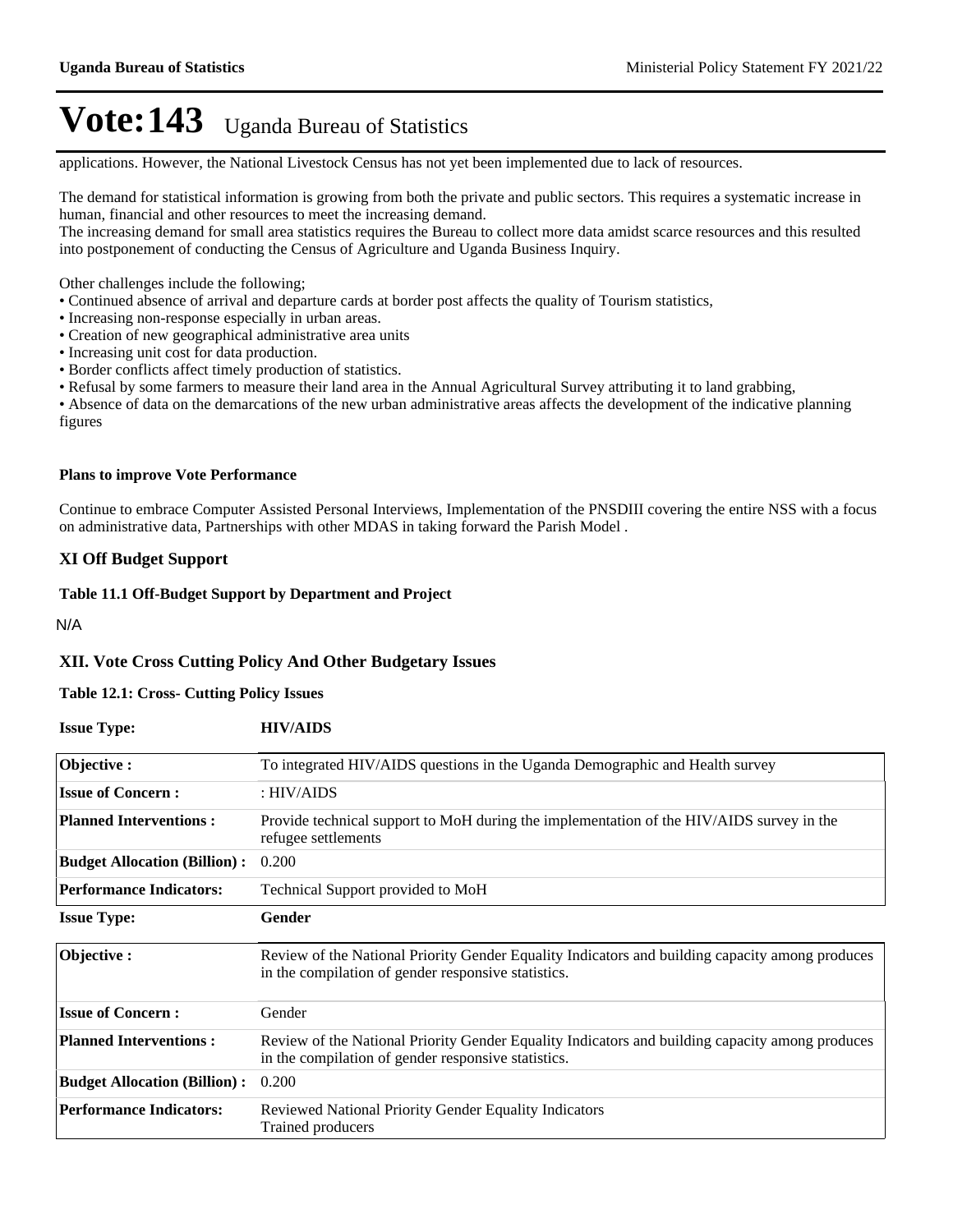applications. However, the National Livestock Census has not yet been implemented due to lack of resources.

The demand for statistical information is growing from both the private and public sectors. This requires a systematic increase in human, financial and other resources to meet the increasing demand.
The increasing demand for small area statistics requires the Bureau to collect more data amidst scarce resources and this resulted into postponement of conducting the Census of Agriculture and Uganda Business Inquiry.

Other challenges include the following;
• Continued absence of arrival and departure cards at border post affects the quality of Tourism statistics,
• Increasing non-response especially in urban areas.
• Creation of new geographical administrative area units
• Increasing unit cost for data production.
• Border conflicts affect timely production of statistics.
• Refusal by some farmers to measure their land area in the Annual Agricultural Survey attributing it to land grabbing,
• Absence of data on the demarcations of the new urban administrative areas affects the development of the indicative planning figures

**Plans to improve Vote Performance**

Continue to embrace Computer Assisted Personal Interviews, Implementation of the PNSDIII covering the entire NSS with a focus on administrative data, Partnerships with other MDAS in taking forward the Parish Model .

## XI Off Budget Support

**Table 11.1 Off-Budget Support by Department and Project**

N/A

## XII. Vote Cross Cutting Policy And Other Budgetary Issues

**Table 12.1: Cross- Cutting Policy Issues**

**Issue Type:** **HIV/AIDS**

| | |
|---|---|
| **Objective :** | To integrated HIV/AIDS questions in the Uganda Demographic and Health survey |
| **Issue of Concern :** | : HIV/AIDS |
| **Planned Interventions :** | Provide technical support to MoH during the implementation of the HIV/AIDS survey in the refugee settlements |
| **Budget Allocation (Billion) :** | 0.200 |
| **Performance Indicators:** | Technical Support provided to MoH |

**Issue Type:** **Gender**

| | |
|---|---|
| **Objective :** | Review of the National Priority Gender Equality Indicators and building capacity among produces in the compilation of gender responsive statistics. |
| **Issue of Concern :** | Gender |
| **Planned Interventions :** | Review of the National Priority Gender Equality Indicators and building capacity among produces in the compilation of gender responsive statistics. |
| **Budget Allocation (Billion) :** | 0.200 |
| **Performance Indicators:** | Reviewed National Priority Gender Equality Indicators<br>Trained producers |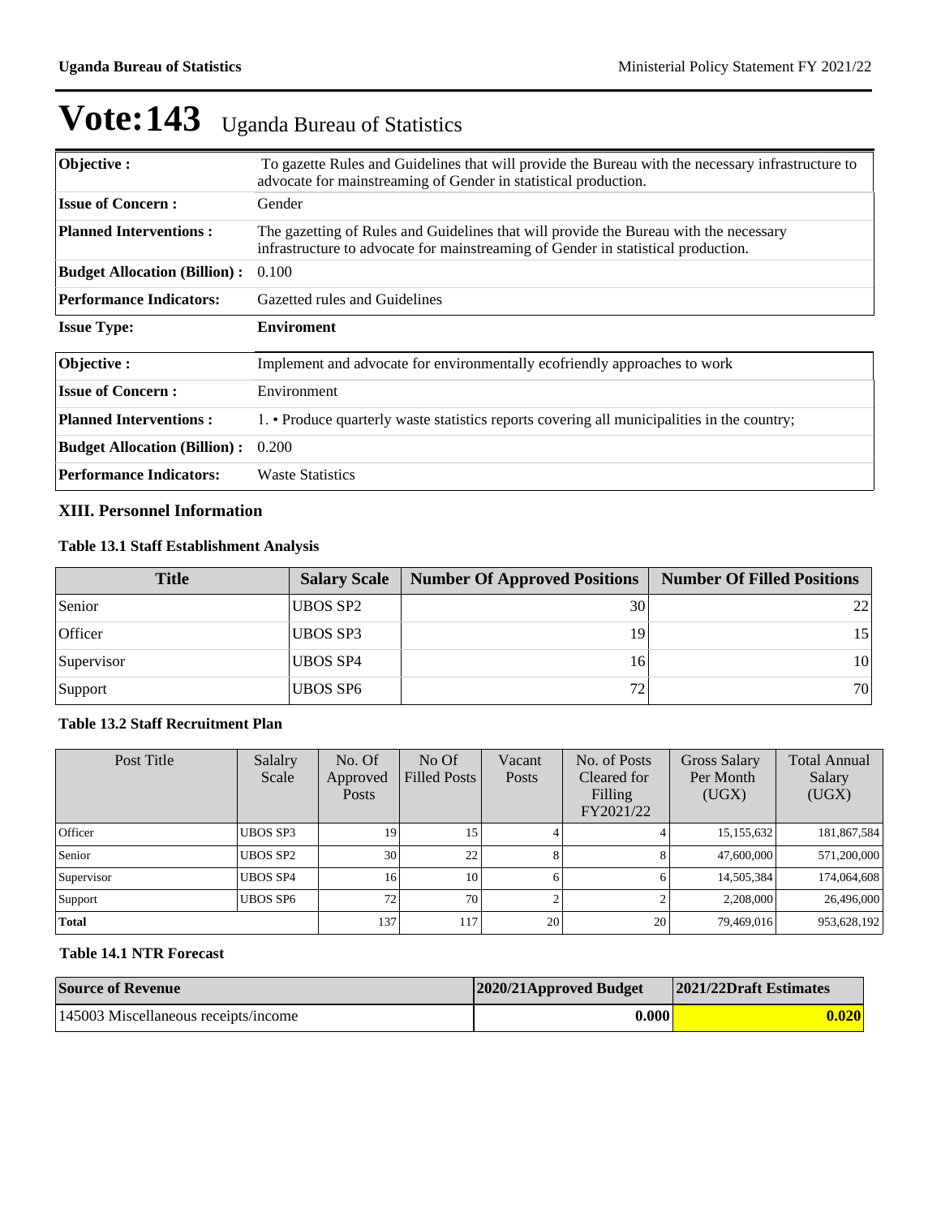# Vote:143 Uganda Bureau of Statistics

| | |
|---|---|
| **Objective :** | To gazette Rules and Guidelines that will provide the Bureau with the necessary infrastructure to advocate for mainstreaming of Gender in statistical production. |
| **Issue of Concern :** | Gender |
| **Planned Interventions :** | The gazetting of Rules and Guidelines that will provide the Bureau with the necessary infrastructure to advocate for mainstreaming of Gender in statistical production. |
| **Budget Allocation (Billion) :** | 0.100 |
| **Performance Indicators:** | Gazetted rules and Guidelines |

**Issue Type:** **Enviroment**

| | |
|---|---|
| **Objective :** | Implement and advocate for environmentally ecofriendly approaches to work |
| **Issue of Concern :** | Environment |
| **Planned Interventions :** | 1. • Produce quarterly waste statistics reports covering all municipalities in the country; |
| **Budget Allocation (Billion) :** | 0.200 |
| **Performance Indicators:** | Waste Statistics |

## XIII. Personnel Information

### Table 13.1 Staff Establishment Analysis

| Title | Salary Scale | Number Of Approved Positions | Number Of Filled Positions |
|---|---|---|---|
| Senior | UBOS SP2 | 30 | 22 |
| Officer | UBOS SP3 | 19 | 15 |
| Supervisor | UBOS SP4 | 16 | 10 |
| Support | UBOS SP6 | 72 | 70 |

### Table 13.2 Staff Recruitment Plan

| Post Title | Salalry Scale | No. Of Approved Posts | No Of Filled Posts | Vacant Posts | No. of Posts Cleared for Filling FY2021/22 | Gross Salary Per Month (UGX) | Total Annual Salary (UGX) |
|---|---|---|---|---|---|---|---|
| Officer | UBOS SP3 | 19 | 15 | 4 | 4 | 15,155,632 | 181,867,584 |
| Senior | UBOS SP2 | 30 | 22 | 8 | 8 | 47,600,000 | 571,200,000 |
| Supervisor | UBOS SP4 | 16 | 10 | 6 | 6 | 14,505,384 | 174,064,608 |
| Support | UBOS SP6 | 72 | 70 | 2 | 2 | 2,208,000 | 26,496,000 |
| **Total** | | 137 | 117 | 20 | 20 | 79,469,016 | 953,628,192 |

### Table 14.1 NTR Forecast

| Source of Revenue | 2020/21Approved Budget | 2021/22Draft Estimates |
|---|---|---|
| 145003 Miscellaneous receipts/income | **0.000** | **0.020** |